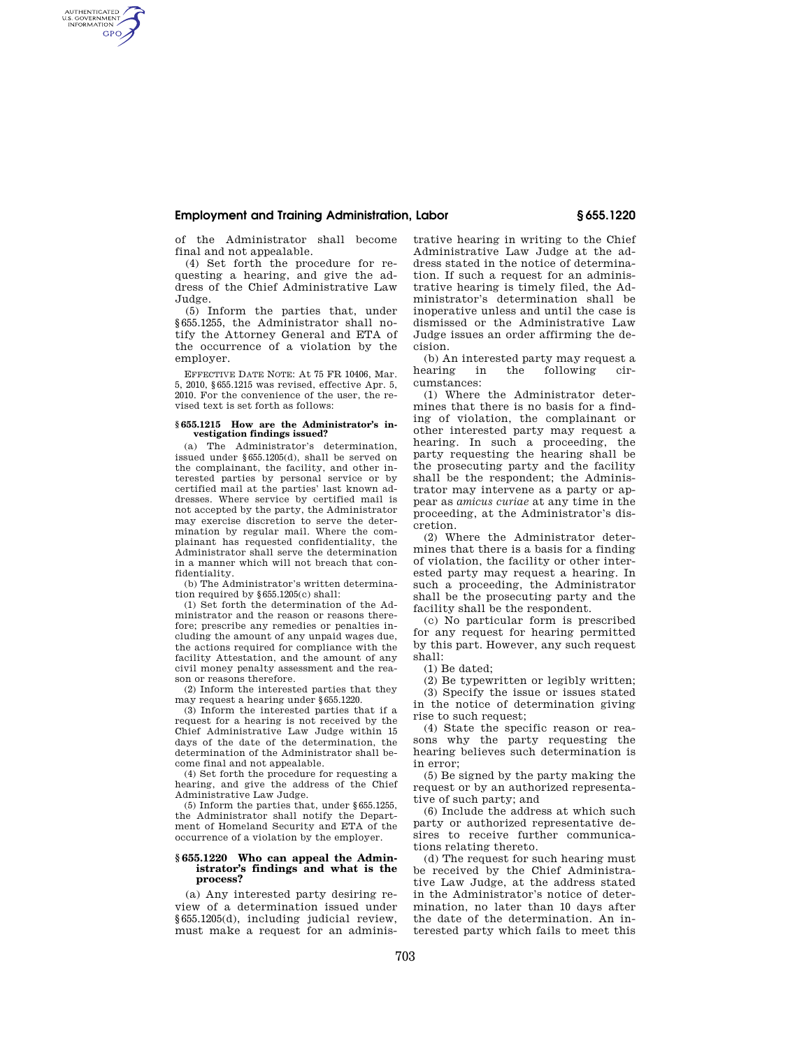of the Administrator shall become final and not appealable.

(4) Set forth the procedure for requesting a hearing, and give the address of the Chief Administrative Law Judge.

(5) Inform the parties that, under §655.1255, the Administrator shall notify the Attorney General and ETA of the occurrence of a violation by the employer.

EFFECTIVE DATE NOTE: At 75 FR 10406, Mar. 5, 2010, §655.1215 was revised, effective Apr. 5, 2010. For the convenience of the user, the revised text is set forth as follows:

#### §655.1215 How are the Administrator's investigation findings issued?

(a) The Administrator's determination, issued under §655.1205(d), shall be served on the complainant, the facility, and other interested parties by personal service or by certified mail at the parties' last known addresses. Where service by certified mail is not accepted by the party, the Administrator may exercise discretion to serve the determination by regular mail. Where the complainant has requested confidentiality, the Administrator shall serve the determination in a manner which will not breach that confidentiality.

(b) The Administrator's written determination required by §655.1205(c) shall:

(1) Set forth the determination of the Administrator and the reason or reasons therefore; prescribe any remedies or penalties including the amount of any unpaid wages due, the actions required for compliance with the facility Attestation, and the amount of any civil money penalty assessment and the reason or reasons therefore.

(2) Inform the interested parties that they may request a hearing under §655.1220.

(3) Inform the interested parties that if a request for a hearing is not received by the Chief Administrative Law Judge within 15 days of the date of the determination, the determination of the Administrator shall become final and not appealable.

(4) Set forth the procedure for requesting a hearing, and give the address of the Chief Administrative Law Judge.

(5) Inform the parties that, under §655.1255, the Administrator shall notify the Department of Homeland Security and ETA of the occurrence of a violation by the employer.

### §655.1220 Who can appeal the Administrator's findings and what is the process?

(a) Any interested party desiring review of a determination issued under §655.1205(d), including judicial review, must make a request for an administrative hearing in writing to the Chief Administrative Law Judge at the address stated in the notice of determination. If such a request for an administrative hearing is timely filed, the Administrator's determination shall be inoperative unless and until the case is dismissed or the Administrative Law Judge issues an order affirming the decision.

(b) An interested party may request a hearing in the following circumstances:

(1) Where the Administrator determines that there is no basis for a finding of violation, the complainant or other interested party may request a hearing. In such a proceeding, the party requesting the hearing shall be the prosecuting party and the facility shall be the respondent; the Administrator may intervene as a party or appear as *amicus curiae* at any time in the proceeding, at the Administrator's discretion.

(2) Where the Administrator determines that there is a basis for a finding of violation, the facility or other interested party may request a hearing. In such a proceeding, the Administrator shall be the prosecuting party and the facility shall be the respondent.

(c) No particular form is prescribed for any request for hearing permitted by this part. However, any such request shall:

(1) Be dated;

(2) Be typewritten or legibly written;

(3) Specify the issue or issues stated in the notice of determination giving rise to such request;

(4) State the specific reason or reasons why the party requesting the hearing believes such determination is in error;

(5) Be signed by the party making the request or by an authorized representative of such party; and

(6) Include the address at which such party or authorized representative desires to receive further communications relating thereto.

(d) The request for such hearing must be received by the Chief Administrative Law Judge, at the address stated in the Administrator's notice of determination, no later than 10 days after the date of the determination. An interested party which fails to meet this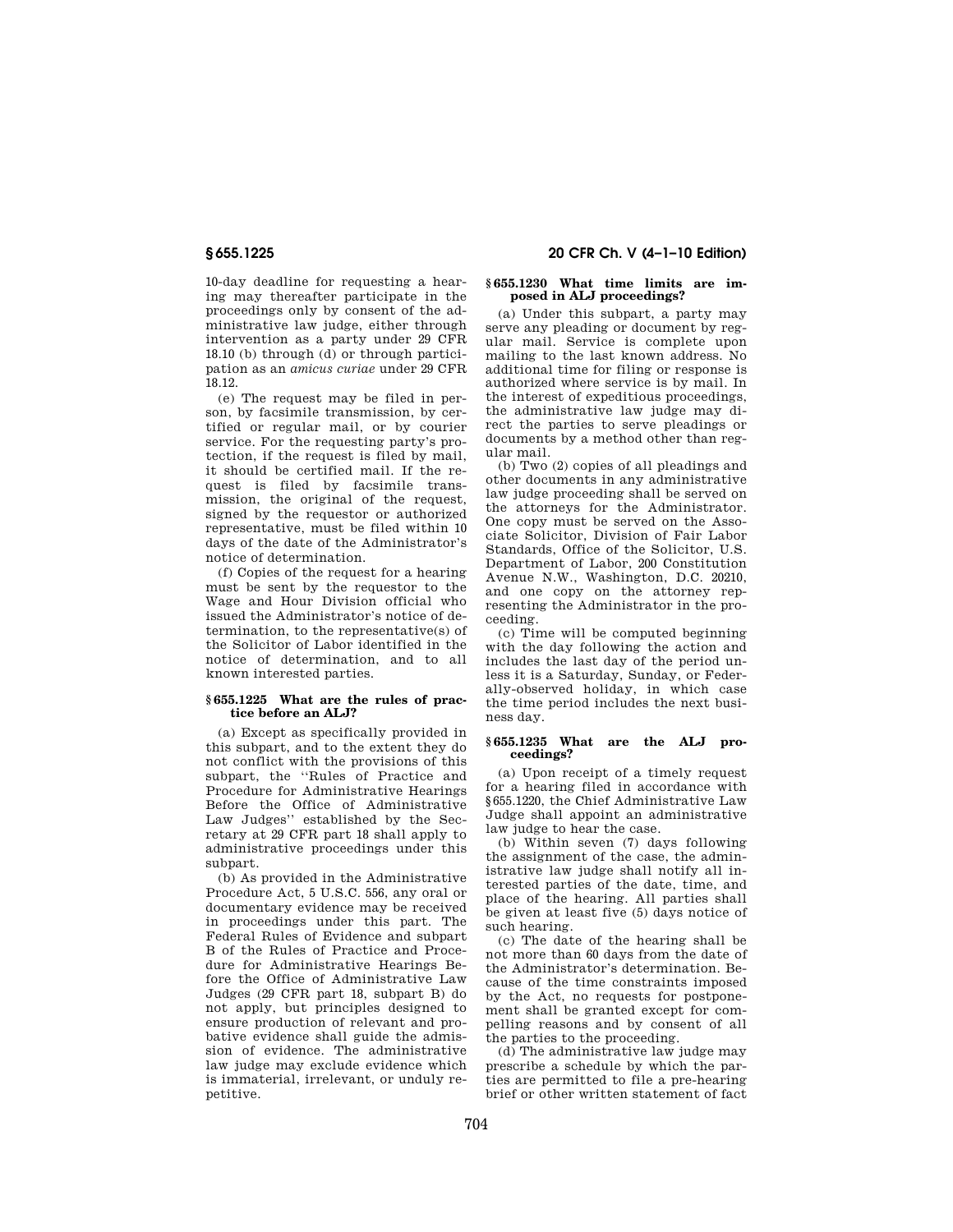10-day deadline for requesting a hearing may thereafter participate in the proceedings only by consent of the administrative law judge, either through intervention as a party under 29 CFR 18.10 (b) through (d) or through participation as an *amicus curiae* under 29 CFR 18.12.

(e) The request may be filed in person, by facsimile transmission, by certified or regular mail, or by courier service. For the requesting party's protection, if the request is filed by mail, it should be certified mail. If the request is filed by facsimile transmission, the original of the request, signed by the requestor or authorized representative, must be filed within 10 days of the date of the Administrator's notice of determination.

(f) Copies of the request for a hearing must be sent by the requestor to the Wage and Hour Division official who issued the Administrator's notice of determination, to the representative(s) of the Solicitor of Labor identified in the notice of determination, and to all known interested parties.

### § 655.1225 What are the rules of practice before an ALJ?

(a) Except as specifically provided in this subpart, and to the extent they do not conflict with the provisions of this subpart, the ''Rules of Practice and Procedure for Administrative Hearings Before the Office of Administrative Law Judges'' established by the Secretary at 29 CFR part 18 shall apply to administrative proceedings under this subpart.

(b) As provided in the Administrative Procedure Act, 5 U.S.C. 556, any oral or documentary evidence may be received in proceedings under this part. The Federal Rules of Evidence and subpart B of the Rules of Practice and Procedure for Administrative Hearings Before the Office of Administrative Law Judges (29 CFR part 18, subpart B) do not apply, but principles designed to ensure production of relevant and probative evidence shall guide the admission of evidence. The administrative law judge may exclude evidence which is immaterial, irrelevant, or unduly repetitive.

### § 655.1230 What time limits are imposed in ALJ proceedings?

(a) Under this subpart, a party may serve any pleading or document by regular mail. Service is complete upon mailing to the last known address. No additional time for filing or response is authorized where service is by mail. In the interest of expeditious proceedings, the administrative law judge may direct the parties to serve pleadings or documents by a method other than regular mail.

(b) Two (2) copies of all pleadings and other documents in any administrative law judge proceeding shall be served on the attorneys for the Administrator. One copy must be served on the Associate Solicitor, Division of Fair Labor Standards, Office of the Solicitor, U.S. Department of Labor, 200 Constitution Avenue N.W., Washington, D.C. 20210, and one copy on the attorney representing the Administrator in the proceeding.

(c) Time will be computed beginning with the day following the action and includes the last day of the period unless it is a Saturday, Sunday, or Federally-observed holiday, in which case the time period includes the next business day.

### § 655.1235 What are the ALJ proceedings?

(a) Upon receipt of a timely request for a hearing filed in accordance with § 655.1220, the Chief Administrative Law Judge shall appoint an administrative law judge to hear the case.

(b) Within seven (7) days following the assignment of the case, the administrative law judge shall notify all interested parties of the date, time, and place of the hearing. All parties shall be given at least five (5) days notice of such hearing.

(c) The date of the hearing shall be not more than 60 days from the date of the Administrator's determination. Because of the time constraints imposed by the Act, no requests for postponement shall be granted except for compelling reasons and by consent of all the parties to the proceeding.

(d) The administrative law judge may prescribe a schedule by which the parties are permitted to file a pre-hearing brief or other written statement of fact